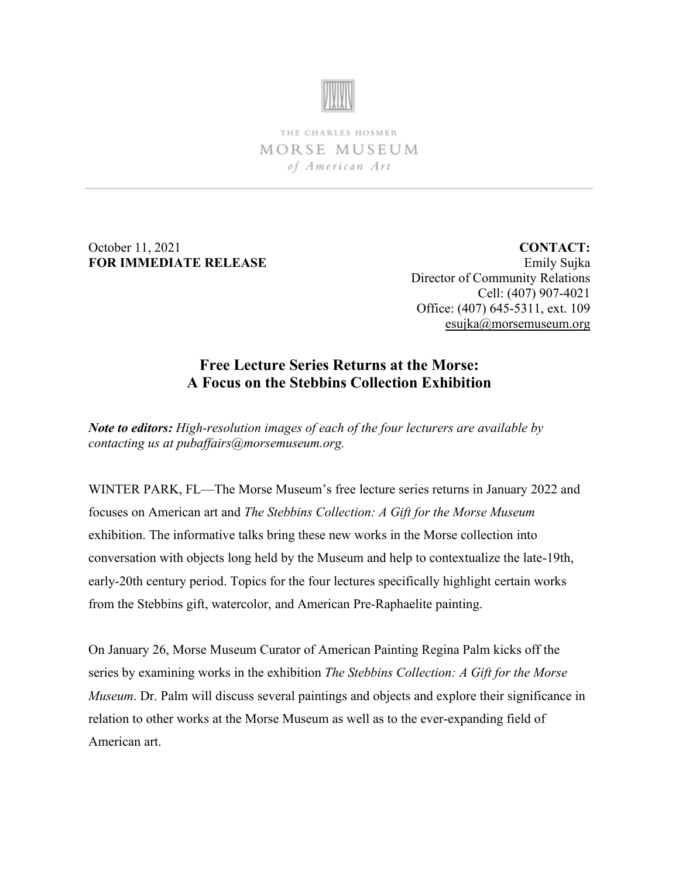THE CHARLES HOSMER
MORSE MUSEUM
*of American Art*

October 11, 2021
**FOR IMMEDIATE RELEASE**

**CONTACT:**
Emily Sujka
Director of Community Relations
Cell: (407) 907-4021
Office: (407) 645-5311, ext. 109
esujka@morsemuseum.org

## Free Lecture Series Returns at the Morse: A Focus on the Stebbins Collection Exhibition

***Note to editors:*** *High-resolution images of each of the four lecturers are available by contacting us at pubaffairs@morsemuseum.org.*

WINTER PARK, FL—The Morse Museum's free lecture series returns in January 2022 and focuses on American art and *The Stebbins Collection: A Gift for the Morse Museum* exhibition. The informative talks bring these new works in the Morse collection into conversation with objects long held by the Museum and help to contextualize the late-19th, early-20th century period. Topics for the four lectures specifically highlight certain works from the Stebbins gift, watercolor, and American Pre-Raphaelite painting.

On January 26, Morse Museum Curator of American Painting Regina Palm kicks off the series by examining works in the exhibition *The Stebbins Collection: A Gift for the Morse Museum*. Dr. Palm will discuss several paintings and objects and explore their significance in relation to other works at the Morse Museum as well as to the ever-expanding field of American art.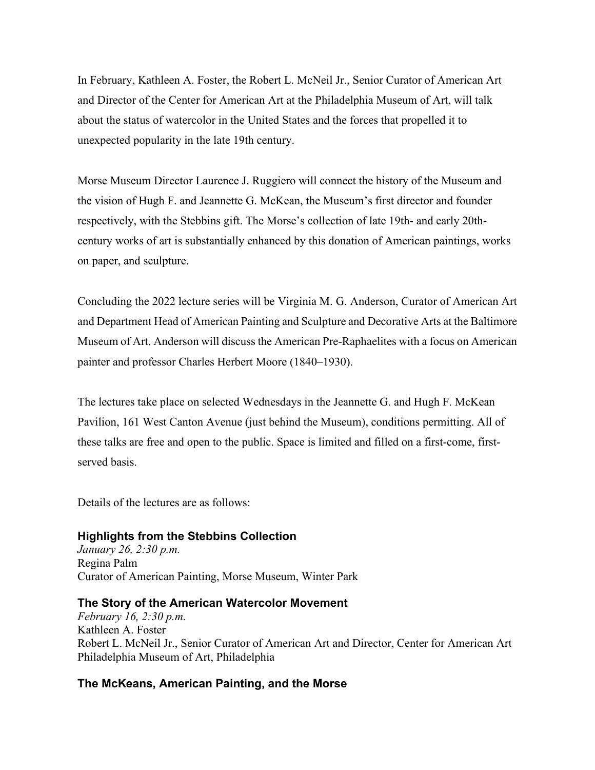In February, Kathleen A. Foster, the Robert L. McNeil Jr., Senior Curator of American Art and Director of the Center for American Art at the Philadelphia Museum of Art, will talk about the status of watercolor in the United States and the forces that propelled it to unexpected popularity in the late 19th century.

Morse Museum Director Laurence J. Ruggiero will connect the history of the Museum and the vision of Hugh F. and Jeannette G. McKean, the Museum's first director and founder respectively, with the Stebbins gift. The Morse's collection of late 19th- and early 20th-century works of art is substantially enhanced by this donation of American paintings, works on paper, and sculpture.

Concluding the 2022 lecture series will be Virginia M. G. Anderson, Curator of American Art and Department Head of American Painting and Sculpture and Decorative Arts at the Baltimore Museum of Art. Anderson will discuss the American Pre-Raphaelites with a focus on American painter and professor Charles Herbert Moore (1840–1930).

The lectures take place on selected Wednesdays in the Jeannette G. and Hugh F. McKean Pavilion, 161 West Canton Avenue (just behind the Museum), conditions permitting. All of these talks are free and open to the public. Space is limited and filled on a first-come, first-served basis.

Details of the lectures are as follows:

### Highlights from the Stebbins Collection

*January 26, 2:30 p.m.*
Regina Palm
Curator of American Painting, Morse Museum, Winter Park

### The Story of the American Watercolor Movement

*February 16, 2:30 p.m.*
Kathleen A. Foster
Robert L. McNeil Jr., Senior Curator of American Art and Director, Center for American Art
Philadelphia Museum of Art, Philadelphia

### The McKeans, American Painting, and the Morse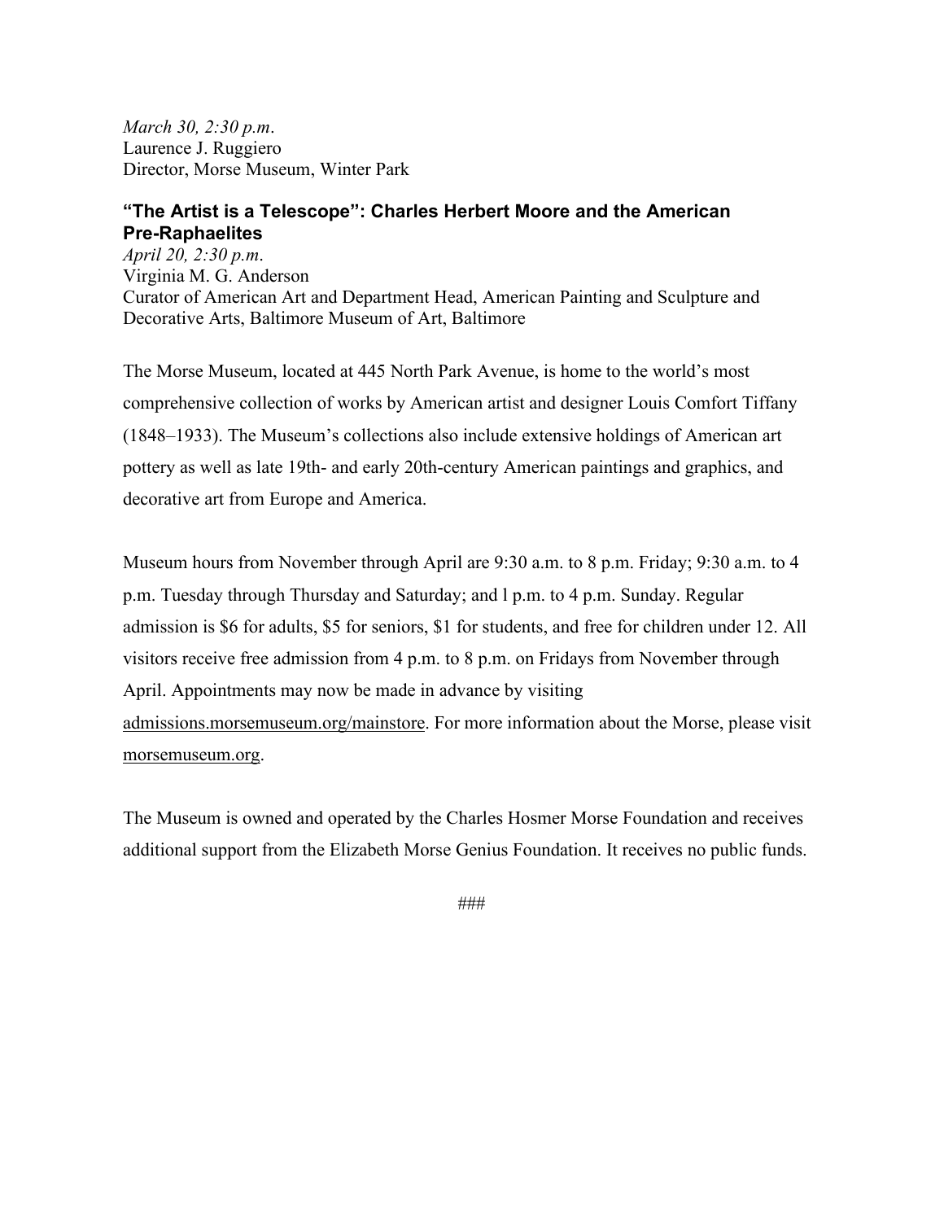*March 30, 2:30 p.m.*
Laurence J. Ruggiero
Director, Morse Museum, Winter Park

**“The Artist is a Telescope”: Charles Herbert Moore and the American Pre-Raphaelites**
*April 20, 2:30 p.m.*
Virginia M. G. Anderson
Curator of American Art and Department Head, American Painting and Sculpture and Decorative Arts, Baltimore Museum of Art, Baltimore

The Morse Museum, located at 445 North Park Avenue, is home to the world’s most comprehensive collection of works by American artist and designer Louis Comfort Tiffany (1848–1933). The Museum’s collections also include extensive holdings of American art pottery as well as late 19th- and early 20th-century American paintings and graphics, and decorative art from Europe and America.

Museum hours from November through April are 9:30 a.m. to 8 p.m. Friday; 9:30 a.m. to 4 p.m. Tuesday through Thursday and Saturday; and l p.m. to 4 p.m. Sunday. Regular admission is $6 for adults, $5 for seniors, $1 for students, and free for children under 12. All visitors receive free admission from 4 p.m. to 8 p.m. on Fridays from November through April. Appointments may now be made in advance by visiting admissions.morsemuseum.org/mainstore. For more information about the Morse, please visit morsemuseum.org.

The Museum is owned and operated by the Charles Hosmer Morse Foundation and receives additional support from the Elizabeth Morse Genius Foundation. It receives no public funds.

###